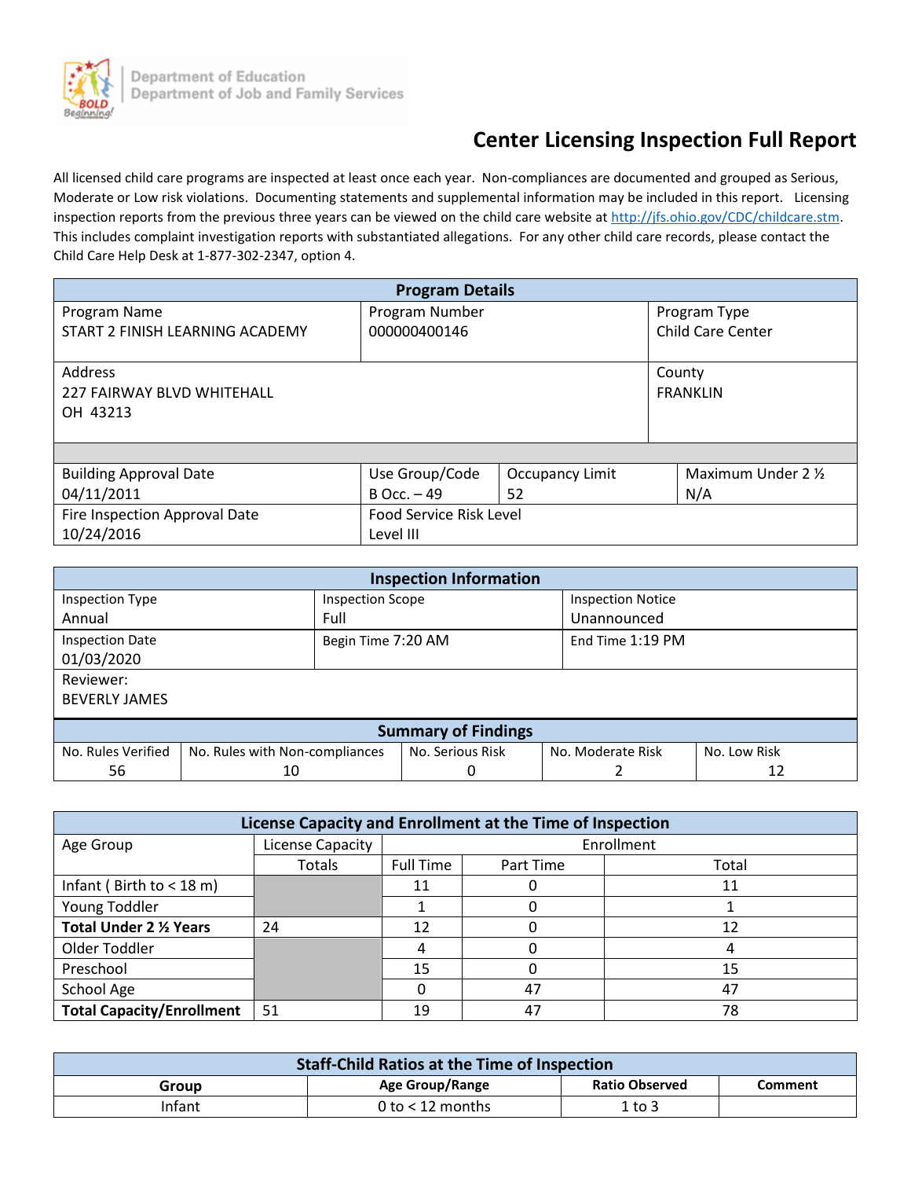Department of Education
Department of Job and Family Services

# Center Licensing Inspection Full Report

All licensed child care programs are inspected at least once each year. Non-compliances are documented and grouped as Serious, Moderate or Low risk violations. Documenting statements and supplemental information may be included in this report. Licensing inspection reports from the previous three years can be viewed on the child care website at http://jfs.ohio.gov/CDC/childcare.stm. This includes complaint investigation reports with substantiated allegations. For any other child care records, please contact the Child Care Help Desk at 1-877-302-2347, option 4.

| Program Details | | | |
|---|---|---|---|
| Program Name<br>START 2 FINISH LEARNING ACADEMY | Program Number<br>000000400146 | | Program Type<br>Child Care Center |
| Address<br>227 FAIRWAY BLVD WHITEHALL<br>OH 43213 | | | County<br>FRANKLIN |
| Building Approval Date<br>04/11/2011 | Use Group/Code<br>B Occ. – 49 | Occupancy Limit<br>52 | Maximum Under 2 ½<br>N/A |
| Fire Inspection Approval Date<br>10/24/2016 | Food Service Risk Level<br>Level III | | |

| Inspection Information | | |
|---|---|---|
| Inspection Type<br>Annual | Inspection Scope<br>Full | Inspection Notice<br>Unannounced |
| Inspection Date<br>01/03/2020 | Begin Time 7:20 AM | End Time 1:19 PM |
| Reviewer:<br>BEVERLY JAMES | | |

| Summary of Findings | | | | |
|---|---|---|---|---|
| No. Rules Verified | No. Rules with Non-compliances | No. Serious Risk | No. Moderate Risk | No. Low Risk |
| 56 | 10 | 0 | 2 | 12 |

| License Capacity and Enrollment at the Time of Inspection | | | | |
|---|---|---|---|---|
| Age Group | License Capacity | Enrollment | | |
| | Totals | Full Time | Part Time | Total |
| Infant ( Birth to < 18 m) | | 11 | 0 | 11 |
| Young Toddler | | 1 | 0 | 1 |
| **Total Under 2 ½ Years** | 24 | 12 | 0 | 12 |
| Older Toddler | | 4 | 0 | 4 |
| Preschool | | 15 | 0 | 15 |
| School Age | | 0 | 47 | 47 |
| **Total Capacity/Enrollment** | 51 | 19 | 47 | 78 |

| Staff-Child Ratios at the Time of Inspection | | | |
|---|---|---|---|
| **Group** | **Age Group/Range** | **Ratio Observed** | **Comment** |
| Infant | 0 to < 12 months | 1 to 3 | |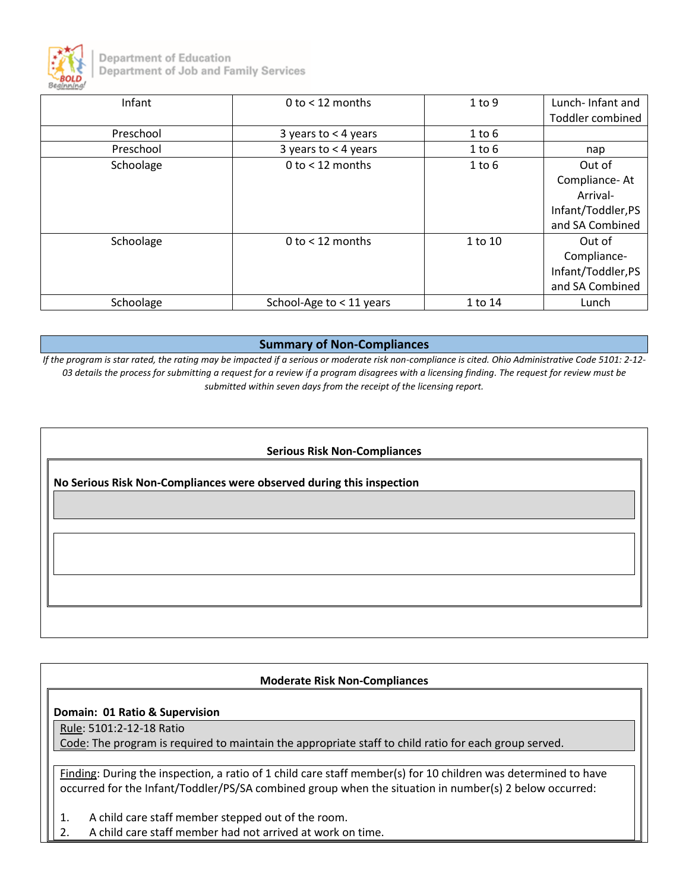| Infant | 0 to < 12 months | 1 to 9 | Lunch- Infant and Toddler combined |
|---|---|---|---|
| Preschool | 3 years to < 4 years | 1 to 6 | |
| Preschool | 3 years to < 4 years | 1 to 6 | nap |
| Schoolage | 0 to < 12 months | 1 to 6 | Out of Compliance- At Arrival- Infant/Toddler,PS and SA Combined |
| Schoolage | 0 to < 12 months | 1 to 10 | Out of Compliance- Infant/Toddler,PS and SA Combined |
| Schoolage | School-Age to < 11 years | 1 to 14 | Lunch |

## Summary of Non-Compliances

*If the program is star rated, the rating may be impacted if a serious or moderate risk non-compliance is cited. Ohio Administrative Code 5101: 2-12-03 details the process for submitting a request for a review if a program disagrees with a licensing finding. The request for review must be submitted within seven days from the receipt of the licensing report.*

### Serious Risk Non-Compliances

**No Serious Risk Non-Compliances were observed during this inspection**

### Moderate Risk Non-Compliances

**Domain: 01 Ratio & Supervision**

Rule: 5101:2-12-18 Ratio
Code: The program is required to maintain the appropriate staff to child ratio for each group served.

Finding: During the inspection, a ratio of 1 child care staff member(s) for 10 children was determined to have occurred for the Infant/Toddler/PS/SA combined group when the situation in number(s) 2 below occurred:

1. A child care staff member stepped out of the room.
2. A child care staff member had not arrived at work on time.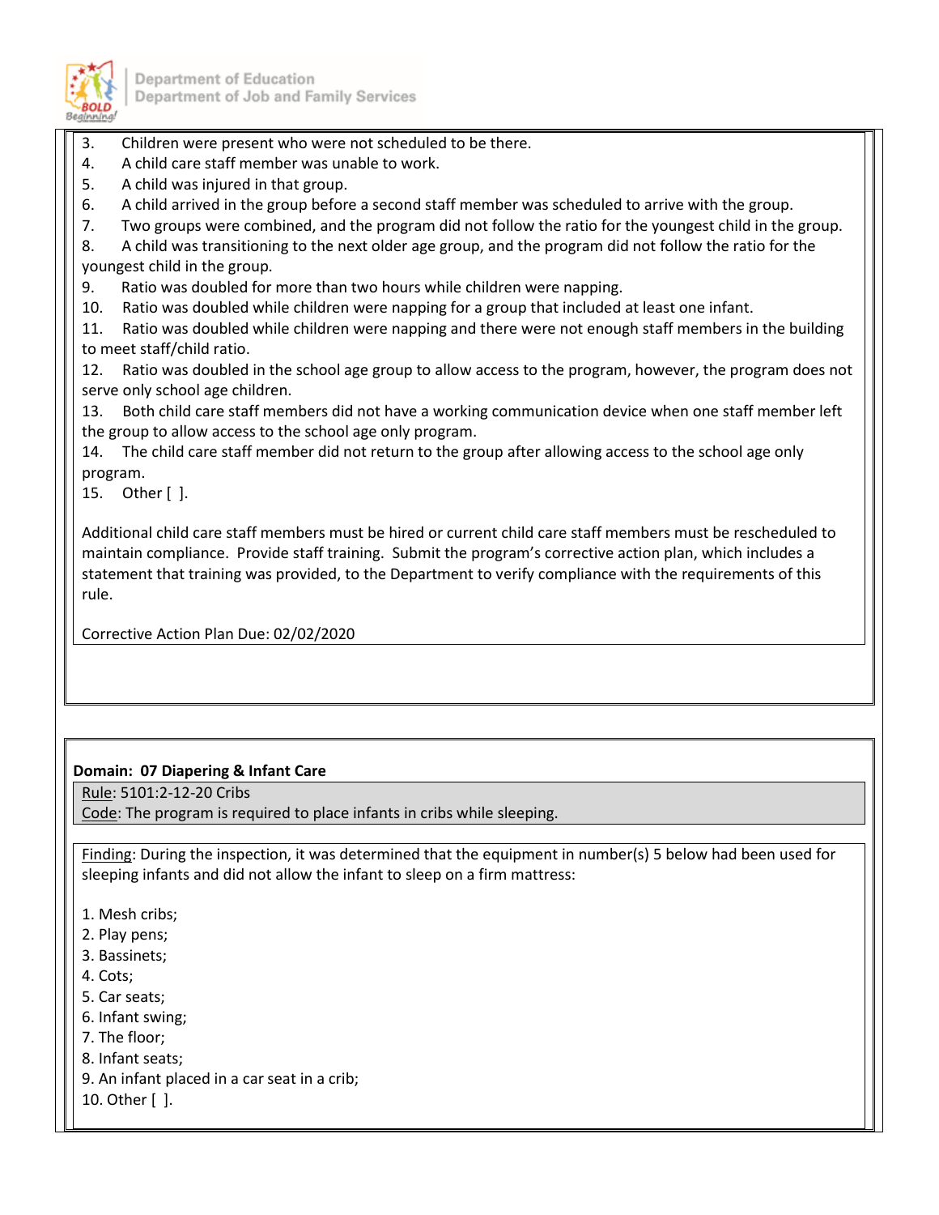3. Children were present who were not scheduled to be there.
4. A child care staff member was unable to work.
5. A child was injured in that group.
6. A child arrived in the group before a second staff member was scheduled to arrive with the group.
7. Two groups were combined, and the program did not follow the ratio for the youngest child in the group.
8. A child was transitioning to the next older age group, and the program did not follow the ratio for the youngest child in the group.
9. Ratio was doubled for more than two hours while children were napping.
10. Ratio was doubled while children were napping for a group that included at least one infant.
11. Ratio was doubled while children were napping and there were not enough staff members in the building to meet staff/child ratio.
12. Ratio was doubled in the school age group to allow access to the program, however, the program does not serve only school age children.
13. Both child care staff members did not have a working communication device when one staff member left the group to allow access to the school age only program.
14. The child care staff member did not return to the group after allowing access to the school age only program.
15. Other [ ].

Additional child care staff members must be hired or current child care staff members must be rescheduled to maintain compliance. Provide staff training. Submit the program's corrective action plan, which includes a statement that training was provided, to the Department to verify compliance with the requirements of this rule.

Corrective Action Plan Due: 02/02/2020

**Domain: 07 Diapering & Infant Care**

Rule: 5101:2-12-20 Cribs

Code: The program is required to place infants in cribs while sleeping.

Finding: During the inspection, it was determined that the equipment in number(s) 5 below had been used for sleeping infants and did not allow the infant to sleep on a firm mattress:

1. Mesh cribs;
2. Play pens;
3. Bassinets;
4. Cots;
5. Car seats;
6. Infant swing;
7. The floor;
8. Infant seats;
9. An infant placed in a car seat in a crib;
10. Other [ ].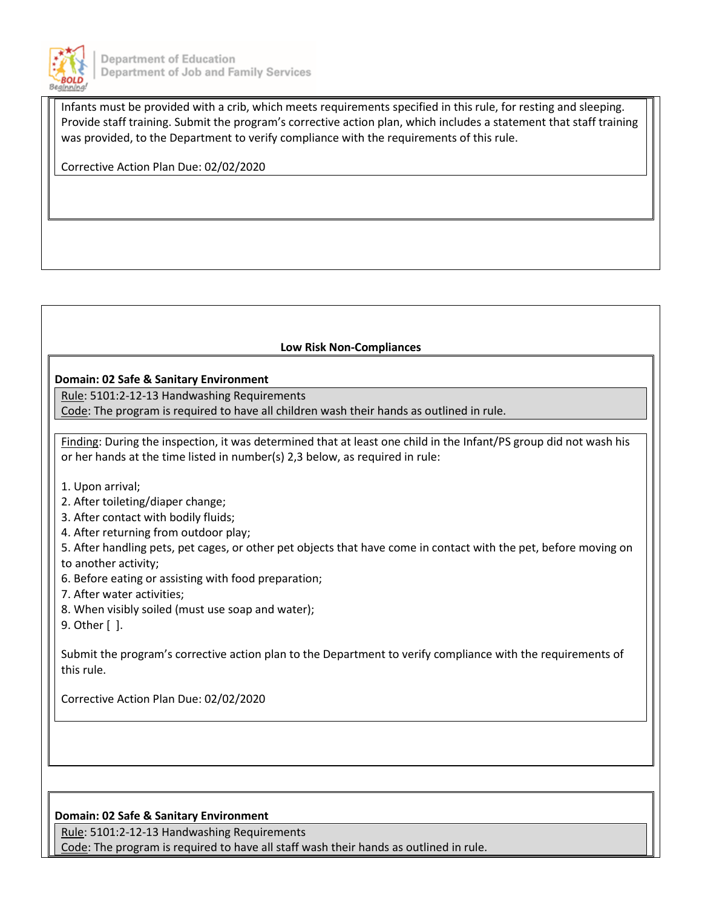Infants must be provided with a crib, which meets requirements specified in this rule, for resting and sleeping. Provide staff training. Submit the program's corrective action plan, which includes a statement that staff training was provided, to the Department to verify compliance with the requirements of this rule.

Corrective Action Plan Due: 02/02/2020

## Low Risk Non-Compliances

**Domain: 02 Safe & Sanitary Environment**

Rule: 5101:2-12-13 Handwashing Requirements
Code: The program is required to have all children wash their hands as outlined in rule.

Finding: During the inspection, it was determined that at least one child in the Infant/PS group did not wash his or her hands at the time listed in number(s) 2,3 below, as required in rule:

1. Upon arrival;
2. After toileting/diaper change;
3. After contact with bodily fluids;
4. After returning from outdoor play;
5. After handling pets, pet cages, or other pet objects that have come in contact with the pet, before moving on to another activity;
6. Before eating or assisting with food preparation;
7. After water activities;
8. When visibly soiled (must use soap and water);
9. Other [ ].

Submit the program's corrective action plan to the Department to verify compliance with the requirements of this rule.

Corrective Action Plan Due: 02/02/2020

**Domain: 02 Safe & Sanitary Environment**

Rule: 5101:2-12-13 Handwashing Requirements
Code: The program is required to have all staff wash their hands as outlined in rule.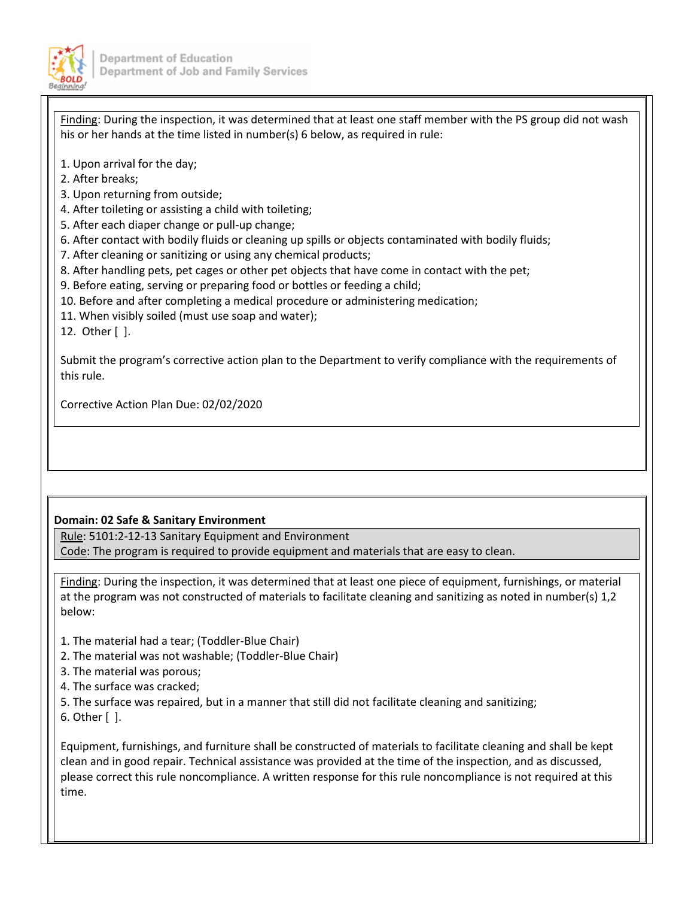Finding: During the inspection, it was determined that at least one staff member with the PS group did not wash his or her hands at the time listed in number(s) 6 below, as required in rule:

1. Upon arrival for the day;
2. After breaks;
3. Upon returning from outside;
4. After toileting or assisting a child with toileting;
5. After each diaper change or pull-up change;
6. After contact with bodily fluids or cleaning up spills or objects contaminated with bodily fluids;
7. After cleaning or sanitizing or using any chemical products;
8. After handling pets, pet cages or other pet objects that have come in contact with the pet;
9. Before eating, serving or preparing food or bottles or feeding a child;
10. Before and after completing a medical procedure or administering medication;
11. When visibly soiled (must use soap and water);
12. Other [ ].

Submit the program's corrective action plan to the Department to verify compliance with the requirements of this rule.

Corrective Action Plan Due: 02/02/2020

**Domain: 02 Safe & Sanitary Environment**

Rule: 5101:2-12-13 Sanitary Equipment and Environment
Code: The program is required to provide equipment and materials that are easy to clean.

Finding: During the inspection, it was determined that at least one piece of equipment, furnishings, or material at the program was not constructed of materials to facilitate cleaning and sanitizing as noted in number(s) 1,2 below:

1. The material had a tear; (Toddler-Blue Chair)
2. The material was not washable; (Toddler-Blue Chair)
3. The material was porous;
4. The surface was cracked;
5. The surface was repaired, but in a manner that still did not facilitate cleaning and sanitizing;
6. Other [ ].

Equipment, furnishings, and furniture shall be constructed of materials to facilitate cleaning and shall be kept clean and in good repair. Technical assistance was provided at the time of the inspection, and as discussed, please correct this rule noncompliance. A written response for this rule noncompliance is not required at this time.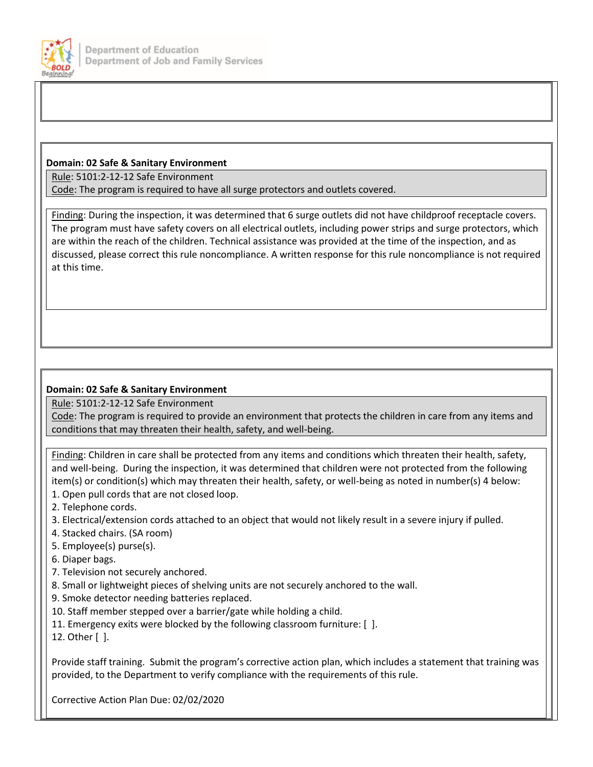**Domain: 02 Safe & Sanitary Environment**

Rule: 5101:2-12-12 Safe Environment

Code: The program is required to have all surge protectors and outlets covered.

Finding: During the inspection, it was determined that 6 surge outlets did not have childproof receptacle covers. The program must have safety covers on all electrical outlets, including power strips and surge protectors, which are within the reach of the children. Technical assistance was provided at the time of the inspection, and as discussed, please correct this rule noncompliance. A written response for this rule noncompliance is not required at this time.

**Domain: 02 Safe & Sanitary Environment**

Rule: 5101:2-12-12 Safe Environment

Code: The program is required to provide an environment that protects the children in care from any items and conditions that may threaten their health, safety, and well-being.

Finding: Children in care shall be protected from any items and conditions which threaten their health, safety, and well-being. During the inspection, it was determined that children were not protected from the following item(s) or condition(s) which may threaten their health, safety, or well-being as noted in number(s) 4 below:

1. Open pull cords that are not closed loop.
2. Telephone cords.
3. Electrical/extension cords attached to an object that would not likely result in a severe injury if pulled.
4. Stacked chairs. (SA room)
5. Employee(s) purse(s).
6. Diaper bags.
7. Television not securely anchored.
8. Small or lightweight pieces of shelving units are not securely anchored to the wall.
9. Smoke detector needing batteries replaced.
10. Staff member stepped over a barrier/gate while holding a child.
11. Emergency exits were blocked by the following classroom furniture: [ ].
12. Other [ ].

Provide staff training. Submit the program's corrective action plan, which includes a statement that training was provided, to the Department to verify compliance with the requirements of this rule.

Corrective Action Plan Due: 02/02/2020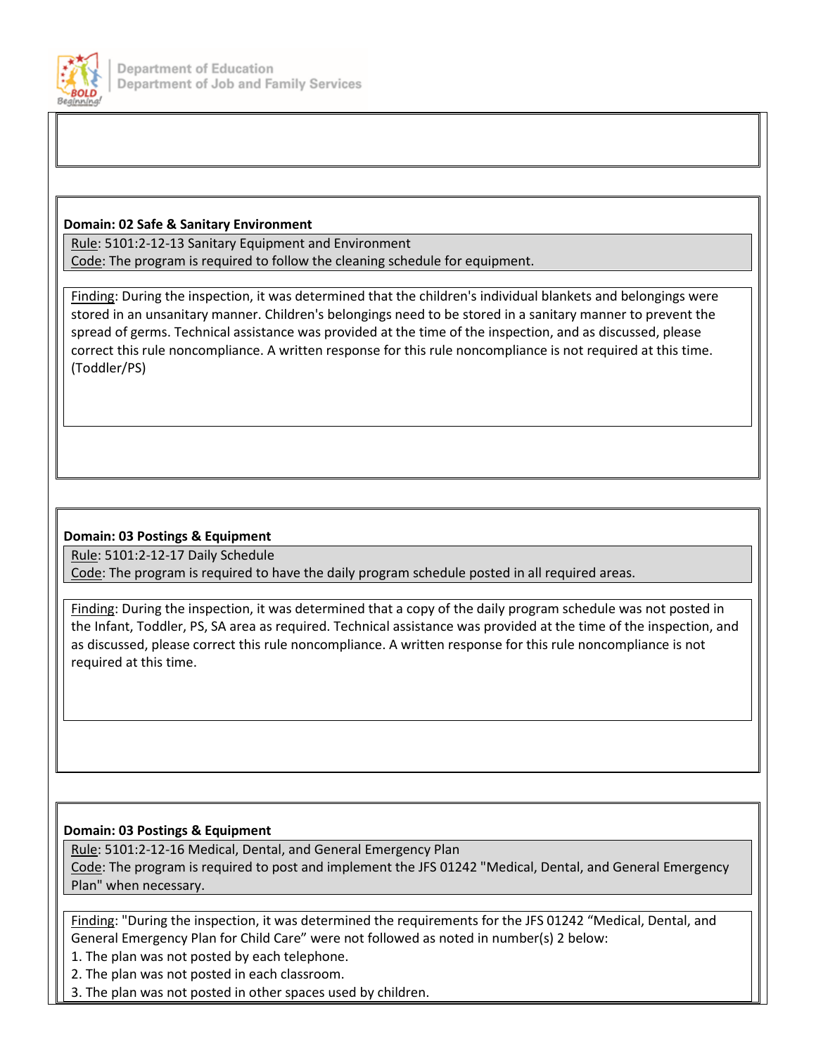**Domain: 02 Safe & Sanitary Environment**

Rule: 5101:2-12-13 Sanitary Equipment and Environment
Code: The program is required to follow the cleaning schedule for equipment.

Finding: During the inspection, it was determined that the children's individual blankets and belongings were stored in an unsanitary manner. Children's belongings need to be stored in a sanitary manner to prevent the spread of germs. Technical assistance was provided at the time of the inspection, and as discussed, please correct this rule noncompliance. A written response for this rule noncompliance is not required at this time. (Toddler/PS)

**Domain: 03 Postings & Equipment**

Rule: 5101:2-12-17 Daily Schedule
Code: The program is required to have the daily program schedule posted in all required areas.

Finding: During the inspection, it was determined that a copy of the daily program schedule was not posted in the Infant, Toddler, PS, SA area as required. Technical assistance was provided at the time of the inspection, and as discussed, please correct this rule noncompliance. A written response for this rule noncompliance is not required at this time.

**Domain: 03 Postings & Equipment**

Rule: 5101:2-12-16 Medical, Dental, and General Emergency Plan
Code: The program is required to post and implement the JFS 01242 "Medical, Dental, and General Emergency Plan" when necessary.

Finding: "During the inspection, it was determined the requirements for the JFS 01242 "Medical, Dental, and General Emergency Plan for Child Care" were not followed as noted in number(s) 2 below:

1. The plan was not posted by each telephone.
2. The plan was not posted in each classroom.
3. The plan was not posted in other spaces used by children.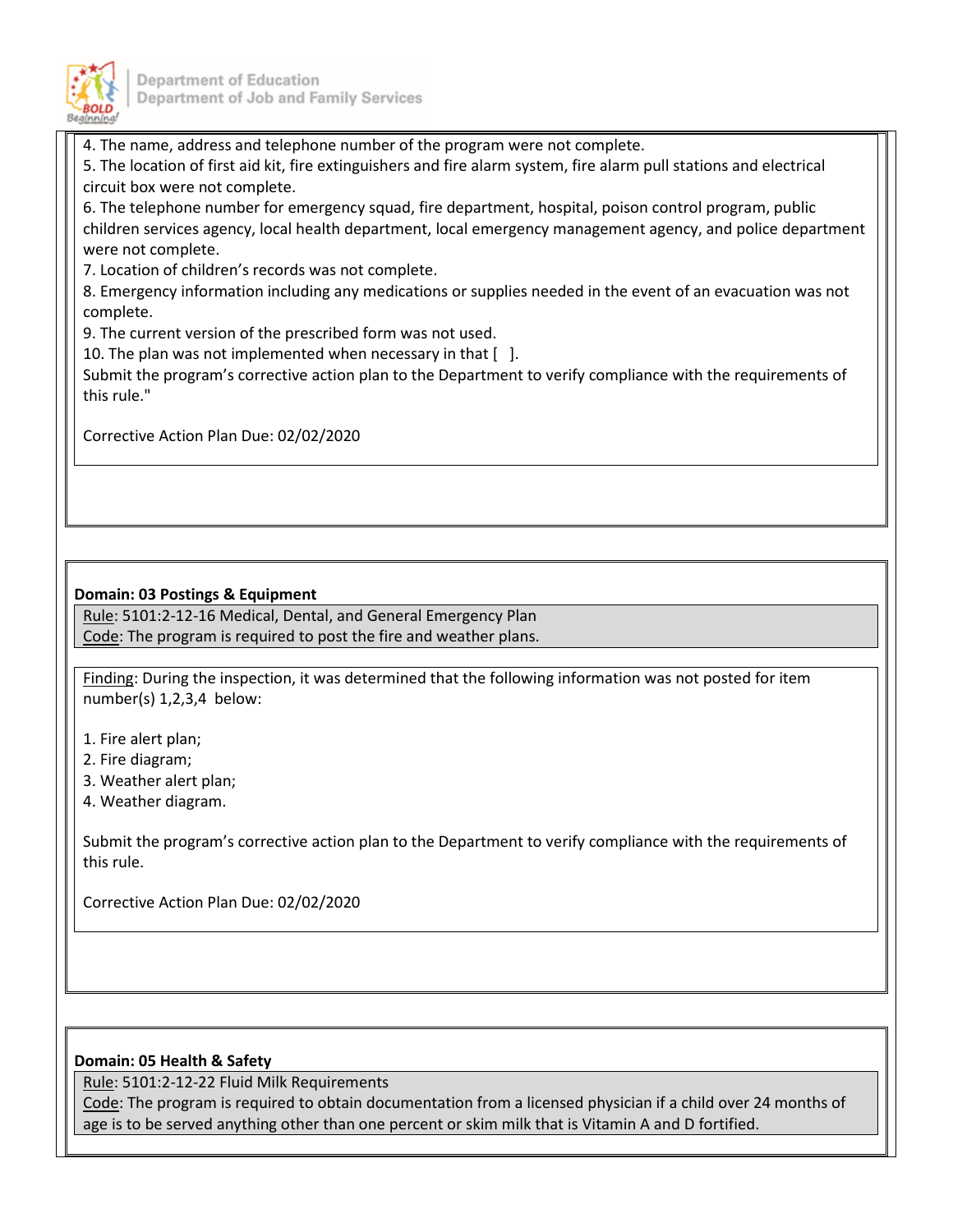4. The name, address and telephone number of the program were not complete.
5. The location of first aid kit, fire extinguishers and fire alarm system, fire alarm pull stations and electrical circuit box were not complete.
6. The telephone number for emergency squad, fire department, hospital, poison control program, public children services agency, local health department, local emergency management agency, and police department were not complete.
7. Location of children's records was not complete.
8. Emergency information including any medications or supplies needed in the event of an evacuation was not complete.
9. The current version of the prescribed form was not used.
10. The plan was not implemented when necessary in that [ ].

Submit the program's corrective action plan to the Department to verify compliance with the requirements of this rule."

Corrective Action Plan Due: 02/02/2020

**Domain: 03 Postings & Equipment**

Rule: 5101:2-12-16 Medical, Dental, and General Emergency Plan
Code: The program is required to post the fire and weather plans.

Finding: During the inspection, it was determined that the following information was not posted for item number(s) 1,2,3,4 below:

1. Fire alert plan;
2. Fire diagram;
3. Weather alert plan;
4. Weather diagram.

Submit the program's corrective action plan to the Department to verify compliance with the requirements of this rule.

Corrective Action Plan Due: 02/02/2020

**Domain: 05 Health & Safety**

Rule: 5101:2-12-22 Fluid Milk Requirements
Code: The program is required to obtain documentation from a licensed physician if a child over 24 months of age is to be served anything other than one percent or skim milk that is Vitamin A and D fortified.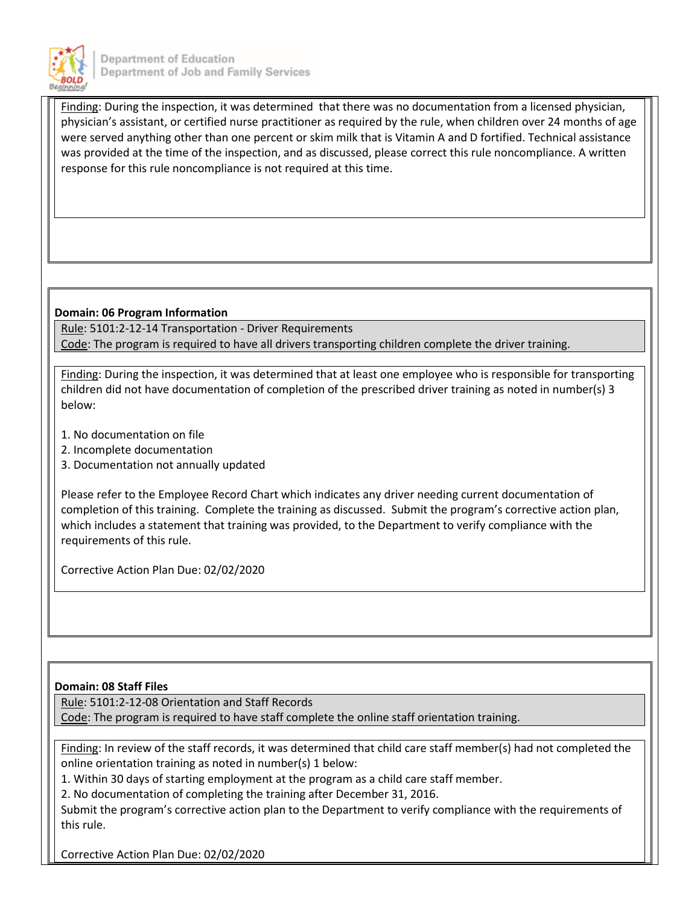Finding: During the inspection, it was determined that there was no documentation from a licensed physician, physician's assistant, or certified nurse practitioner as required by the rule, when children over 24 months of age were served anything other than one percent or skim milk that is Vitamin A and D fortified. Technical assistance was provided at the time of the inspection, and as discussed, please correct this rule noncompliance. A written response for this rule noncompliance is not required at this time.

**Domain: 06 Program Information**

Rule: 5101:2-12-14 Transportation - Driver Requirements
Code: The program is required to have all drivers transporting children complete the driver training.

Finding: During the inspection, it was determined that at least one employee who is responsible for transporting children did not have documentation of completion of the prescribed driver training as noted in number(s) 3 below:

1. No documentation on file
2. Incomplete documentation
3. Documentation not annually updated

Please refer to the Employee Record Chart which indicates any driver needing current documentation of completion of this training. Complete the training as discussed. Submit the program's corrective action plan, which includes a statement that training was provided, to the Department to verify compliance with the requirements of this rule.

Corrective Action Plan Due: 02/02/2020

**Domain: 08 Staff Files**

Rule: 5101:2-12-08 Orientation and Staff Records
Code: The program is required to have staff complete the online staff orientation training.

Finding: In review of the staff records, it was determined that child care staff member(s) had not completed the online orientation training as noted in number(s) 1 below:
1. Within 30 days of starting employment at the program as a child care staff member.
2. No documentation of completing the training after December 31, 2016.
Submit the program's corrective action plan to the Department to verify compliance with the requirements of this rule.

Corrective Action Plan Due: 02/02/2020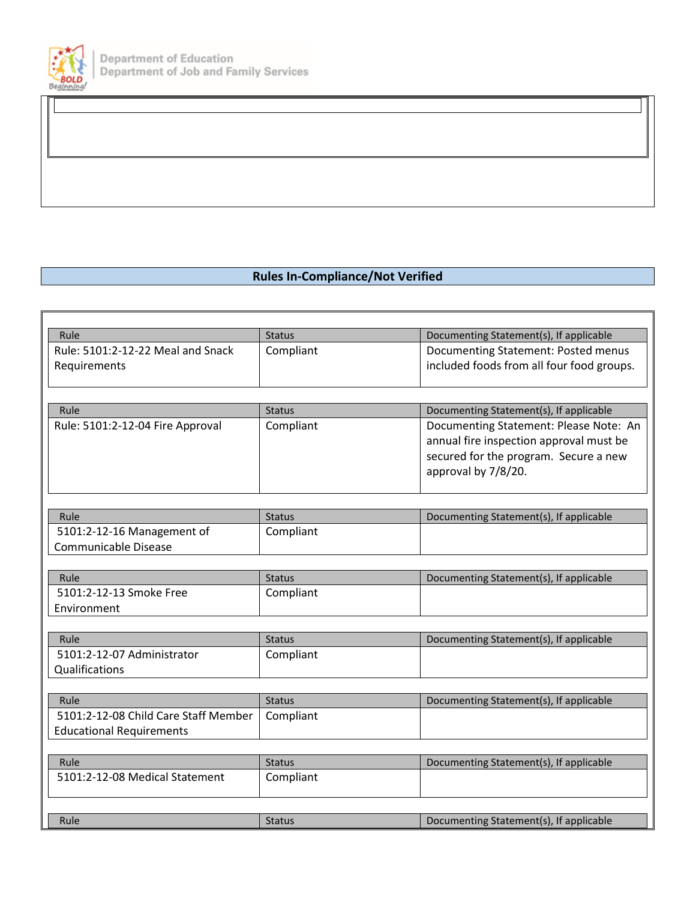## Rules In-Compliance/Not Verified

| Rule | Status | Documenting Statement(s), If applicable |
|---|---|---|
| Rule: 5101:2-12-22 Meal and Snack Requirements | Compliant | Documenting Statement: Posted menus included foods from all four food groups. |

| Rule | Status | Documenting Statement(s), If applicable |
|---|---|---|
| Rule: 5101:2-12-04 Fire Approval | Compliant | Documenting Statement: Please Note: An annual fire inspection approval must be secured for the program. Secure a new approval by 7/8/20. |

| Rule | Status | Documenting Statement(s), If applicable |
|---|---|---|
| 5101:2-12-16 Management of Communicable Disease | Compliant | |

| Rule | Status | Documenting Statement(s), If applicable |
|---|---|---|
| 5101:2-12-13 Smoke Free Environment | Compliant | |

| Rule | Status | Documenting Statement(s), If applicable |
|---|---|---|
| 5101:2-12-07 Administrator Qualifications | Compliant | |

| Rule | Status | Documenting Statement(s), If applicable |
|---|---|---|
| 5101:2-12-08 Child Care Staff Member Educational Requirements | Compliant | |

| Rule | Status | Documenting Statement(s), If applicable |
|---|---|---|
| 5101:2-12-08 Medical Statement | Compliant | |

| Rule | Status | Documenting Statement(s), If applicable |
|---|---|---|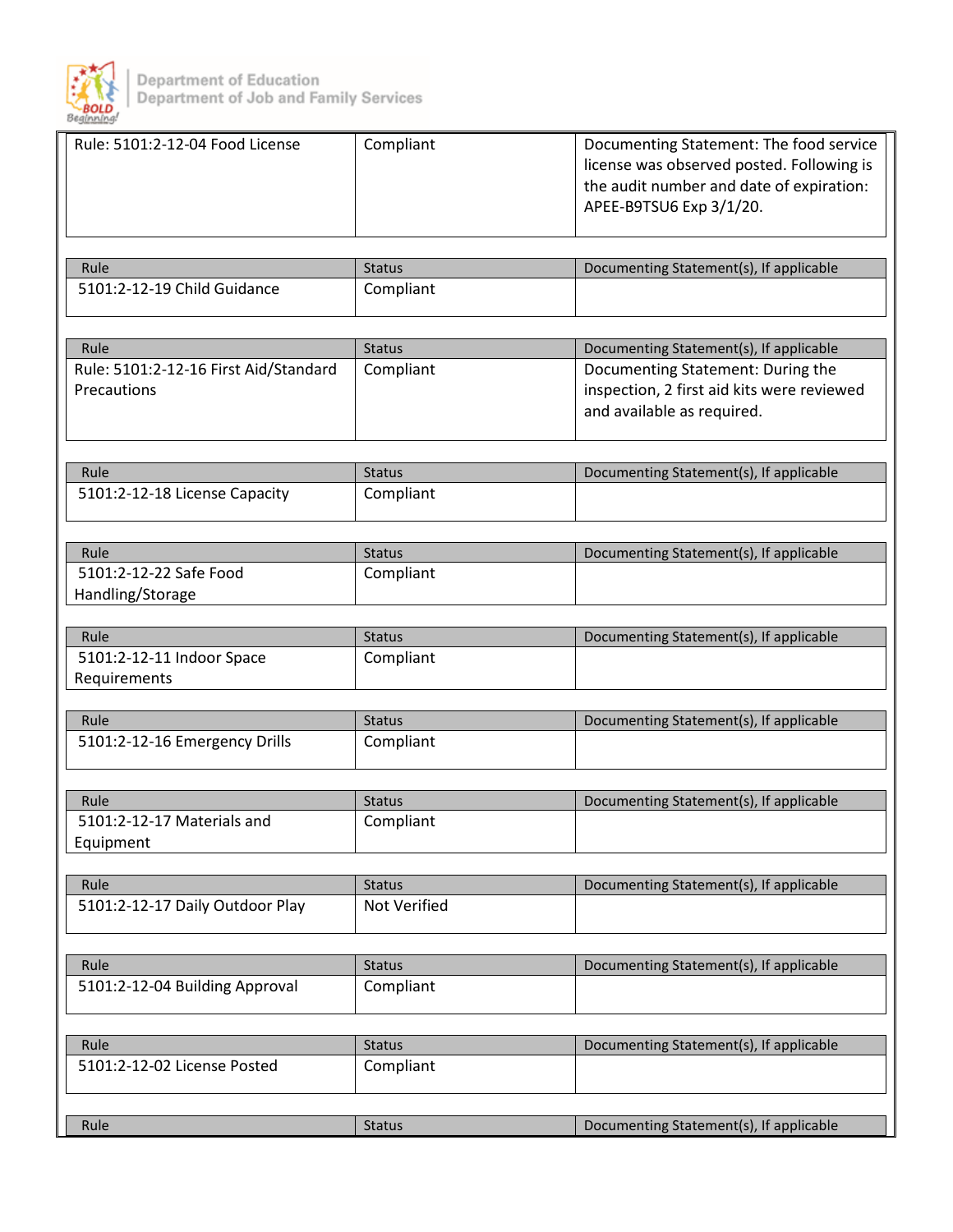| Rule: 5101:2-12-04 Food License | Compliant | Documenting Statement: The food service license was observed posted. Following is the audit number and date of expiration: APEE-B9TSU6 Exp 3/1/20. |
|---|---|---|

| Rule | Status | Documenting Statement(s), If applicable |
|---|---|---|
| 5101:2-12-19 Child Guidance | Compliant | |

| Rule | Status | Documenting Statement(s), If applicable |
|---|---|---|
| Rule: 5101:2-12-16 First Aid/Standard Precautions | Compliant | Documenting Statement: During the inspection, 2 first aid kits were reviewed and available as required. |

| Rule | Status | Documenting Statement(s), If applicable |
|---|---|---|
| 5101:2-12-18 License Capacity | Compliant | |

| Rule | Status | Documenting Statement(s), If applicable |
|---|---|---|
| 5101:2-12-22 Safe Food Handling/Storage | Compliant | |

| Rule | Status | Documenting Statement(s), If applicable |
|---|---|---|
| 5101:2-12-11 Indoor Space Requirements | Compliant | |

| Rule | Status | Documenting Statement(s), If applicable |
|---|---|---|
| 5101:2-12-16 Emergency Drills | Compliant | |

| Rule | Status | Documenting Statement(s), If applicable |
|---|---|---|
| 5101:2-12-17 Materials and Equipment | Compliant | |

| Rule | Status | Documenting Statement(s), If applicable |
|---|---|---|
| 5101:2-12-17 Daily Outdoor Play | Not Verified | |

| Rule | Status | Documenting Statement(s), If applicable |
|---|---|---|
| 5101:2-12-04 Building Approval | Compliant | |

| Rule | Status | Documenting Statement(s), If applicable |
|---|---|---|
| 5101:2-12-02 License Posted | Compliant | |

| Rule | Status | Documenting Statement(s), If applicable |
|---|---|---|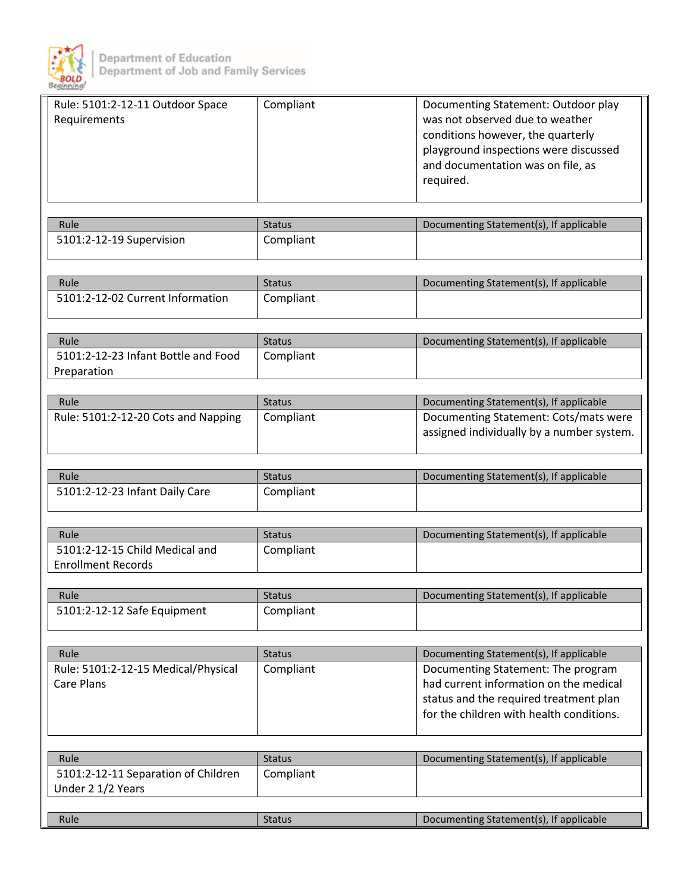| Rule | Status | Documenting Statement(s), If applicable |
|---|---|---|
| Rule: 5101:2-12-11 Outdoor Space Requirements | Compliant | Documenting Statement: Outdoor play was not observed due to weather conditions however, the quarterly playground inspections were discussed and documentation was on file, as required. |

| Rule | Status | Documenting Statement(s), If applicable |
|---|---|---|
| 5101:2-12-19 Supervision | Compliant | |

| Rule | Status | Documenting Statement(s), If applicable |
|---|---|---|
| 5101:2-12-02 Current Information | Compliant | |

| Rule | Status | Documenting Statement(s), If applicable |
|---|---|---|
| 5101:2-12-23 Infant Bottle and Food Preparation | Compliant | |

| Rule | Status | Documenting Statement(s), If applicable |
|---|---|---|
| Rule: 5101:2-12-20 Cots and Napping | Compliant | Documenting Statement: Cots/mats were assigned individually by a number system. |

| Rule | Status | Documenting Statement(s), If applicable |
|---|---|---|
| 5101:2-12-23 Infant Daily Care | Compliant | |

| Rule | Status | Documenting Statement(s), If applicable |
|---|---|---|
| 5101:2-12-15 Child Medical and Enrollment Records | Compliant | |

| Rule | Status | Documenting Statement(s), If applicable |
|---|---|---|
| 5101:2-12-12 Safe Equipment | Compliant | |

| Rule | Status | Documenting Statement(s), If applicable |
|---|---|---|
| Rule: 5101:2-12-15 Medical/Physical Care Plans | Compliant | Documenting Statement: The program had current information on the medical status and the required treatment plan for the children with health conditions. |

| Rule | Status | Documenting Statement(s), If applicable |
|---|---|---|
| 5101:2-12-11 Separation of Children Under 2 1/2 Years | Compliant | |

| Rule | Status | Documenting Statement(s), If applicable |
|---|---|---|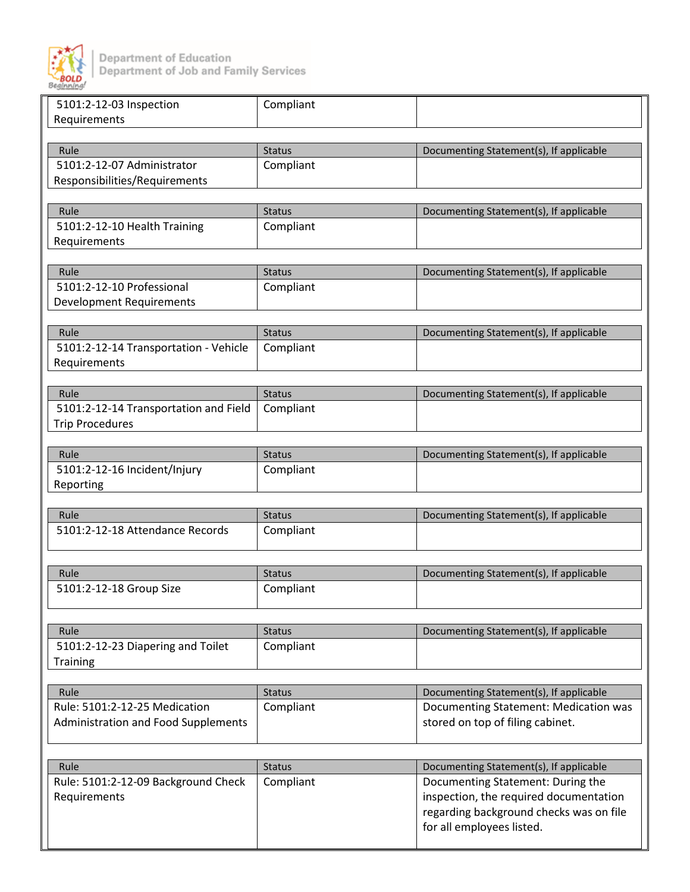| Rule | Status | Documenting Statement(s), If applicable |
|---|---|---|
| 5101:2-12-03 Inspection Requirements | Compliant | |

| Rule | Status | Documenting Statement(s), If applicable |
|---|---|---|
| 5101:2-12-07 Administrator Responsibilities/Requirements | Compliant | |

| Rule | Status | Documenting Statement(s), If applicable |
|---|---|---|
| 5101:2-12-10 Health Training Requirements | Compliant | |

| Rule | Status | Documenting Statement(s), If applicable |
|---|---|---|
| 5101:2-12-10 Professional Development Requirements | Compliant | |

| Rule | Status | Documenting Statement(s), If applicable |
|---|---|---|
| 5101:2-12-14 Transportation - Vehicle Requirements | Compliant | |

| Rule | Status | Documenting Statement(s), If applicable |
|---|---|---|
| 5101:2-12-14 Transportation and Field Trip Procedures | Compliant | |

| Rule | Status | Documenting Statement(s), If applicable |
|---|---|---|
| 5101:2-12-16 Incident/Injury Reporting | Compliant | |

| Rule | Status | Documenting Statement(s), If applicable |
|---|---|---|
| 5101:2-12-18 Attendance Records | Compliant | |

| Rule | Status | Documenting Statement(s), If applicable |
|---|---|---|
| 5101:2-12-18 Group Size | Compliant | |

| Rule | Status | Documenting Statement(s), If applicable |
|---|---|---|
| 5101:2-12-23 Diapering and Toilet Training | Compliant | |

| Rule | Status | Documenting Statement(s), If applicable |
|---|---|---|
| Rule: 5101:2-12-25 Medication Administration and Food Supplements | Compliant | Documenting Statement: Medication was stored on top of filing cabinet. |

| Rule | Status | Documenting Statement(s), If applicable |
|---|---|---|
| Rule: 5101:2-12-09 Background Check Requirements | Compliant | Documenting Statement: During the inspection, the required documentation regarding background checks was on file for all employees listed. |